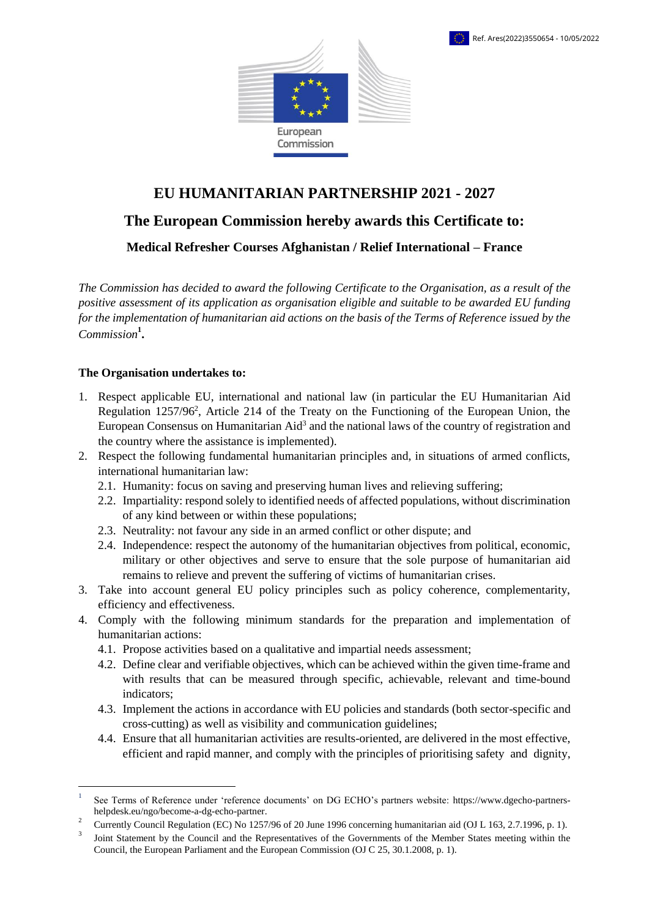Ref. Ares(2022)3550654 - 10/05/2022

European Commission

# EU HUMANITARIAN PARTNERSHIP 2021 - 2027

## The European Commission hereby awards this Certificate to:

### Medical Refresher Courses Afghanistan / Relief International – France

*The Commission has decided to award the following Certificate to the Organisation, as a result of the positive assessment of its application as organisation eligible and suitable to be awarded EU funding for the implementation of humanitarian aid actions on the basis of the Terms of Reference issued by the Commission*[1]**.**

**The Organisation undertakes to:**

1. Respect applicable EU, international and national law (in particular the EU Humanitarian Aid Regulation 1257/96[2], Article 214 of the Treaty on the Functioning of the European Union, the European Consensus on Humanitarian Aid[3] and the national laws of the country of registration and the country where the assistance is implemented).
2. Respect the following fundamental humanitarian principles and, in situations of armed conflicts, international humanitarian law:
   - 2.1. Humanity: focus on saving and preserving human lives and relieving suffering;
   - 2.2. Impartiality: respond solely to identified needs of affected populations, without discrimination of any kind between or within these populations;
   - 2.3. Neutrality: not favour any side in an armed conflict or other dispute; and
   - 2.4. Independence: respect the autonomy of the humanitarian objectives from political, economic, military or other objectives and serve to ensure that the sole purpose of humanitarian aid remains to relieve and prevent the suffering of victims of humanitarian crises.
3. Take into account general EU policy principles such as policy coherence, complementarity, efficiency and effectiveness.
4. Comply with the following minimum standards for the preparation and implementation of humanitarian actions:
   - 4.1. Propose activities based on a qualitative and impartial needs assessment;
   - 4.2. Define clear and verifiable objectives, which can be achieved within the given time-frame and with results that can be measured through specific, achievable, relevant and time-bound indicators;
   - 4.3. Implement the actions in accordance with EU policies and standards (both sector-specific and cross-cutting) as well as visibility and communication guidelines;
   - 4.4. Ensure that all humanitarian activities are results-oriented, are delivered in the most effective, efficient and rapid manner, and comply with the principles of prioritising safety and dignity,

---

[1] See Terms of Reference under 'reference documents' on DG ECHO's partners website: https://www.dgecho-partners-helpdesk.eu/ngo/become-a-dg-echo-partner.

[2] Currently Council Regulation (EC) No 1257/96 of 20 June 1996 concerning humanitarian aid (OJ L 163, 2.7.1996, p. 1).

[3] Joint Statement by the Council and the Representatives of the Governments of the Member States meeting within the Council, the European Parliament and the European Commission (OJ C 25, 30.1.2008, p. 1).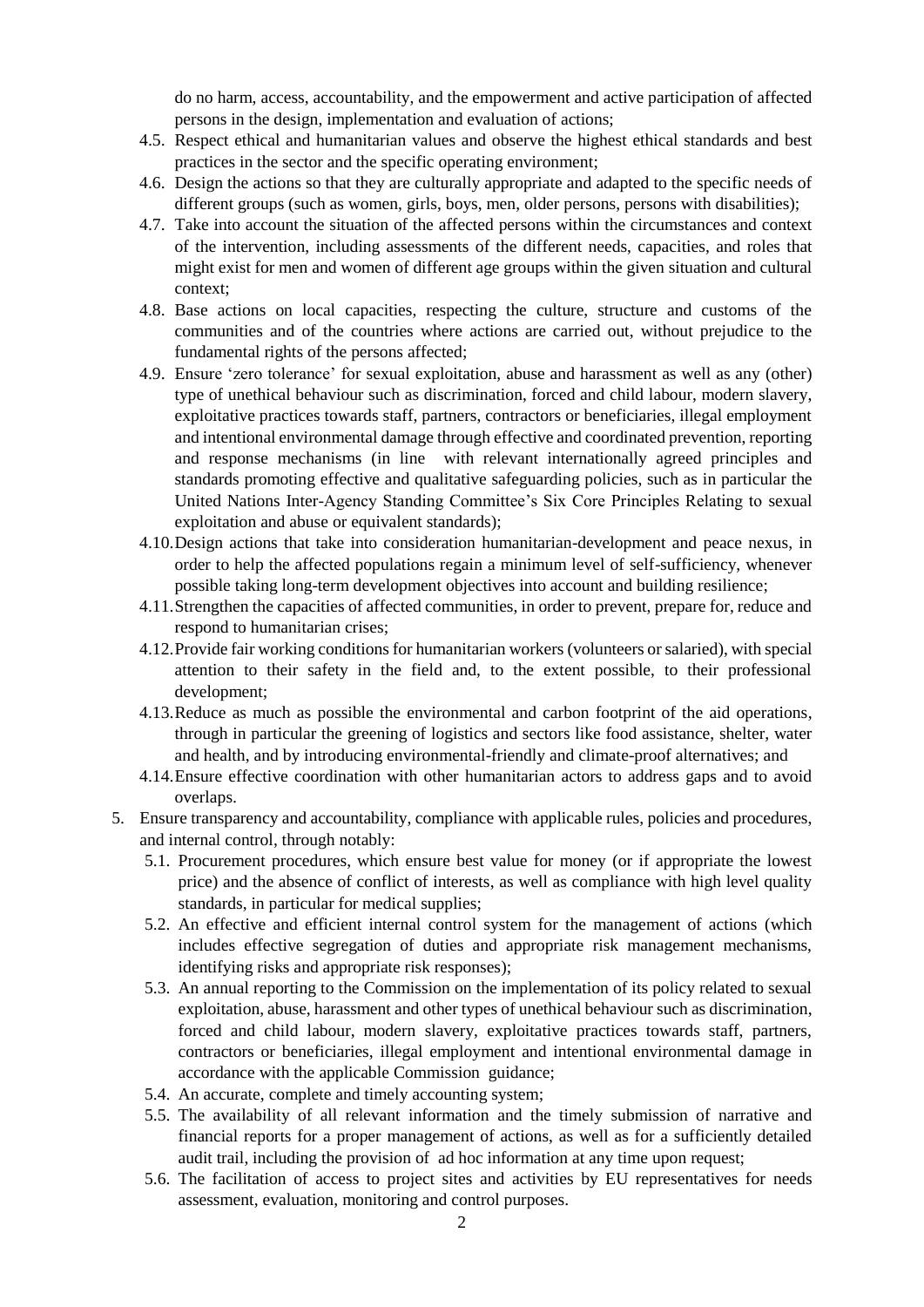do no harm, access, accountability, and the empowerment and active participation of affected persons in the design, implementation and evaluation of actions;

4.5. Respect ethical and humanitarian values and observe the highest ethical standards and best practices in the sector and the specific operating environment;

4.6. Design the actions so that they are culturally appropriate and adapted to the specific needs of different groups (such as women, girls, boys, men, older persons, persons with disabilities);

4.7. Take into account the situation of the affected persons within the circumstances and context of the intervention, including assessments of the different needs, capacities, and roles that might exist for men and women of different age groups within the given situation and cultural context;

4.8. Base actions on local capacities, respecting the culture, structure and customs of the communities and of the countries where actions are carried out, without prejudice to the fundamental rights of the persons affected;

4.9. Ensure 'zero tolerance' for sexual exploitation, abuse and harassment as well as any (other) type of unethical behaviour such as discrimination, forced and child labour, modern slavery, exploitative practices towards staff, partners, contractors or beneficiaries, illegal employment and intentional environmental damage through effective and coordinated prevention, reporting and response mechanisms (in line with relevant internationally agreed principles and standards promoting effective and qualitative safeguarding policies, such as in particular the United Nations Inter-Agency Standing Committee's Six Core Principles Relating to sexual exploitation and abuse or equivalent standards);

4.10. Design actions that take into consideration humanitarian-development and peace nexus, in order to help the affected populations regain a minimum level of self-sufficiency, whenever possible taking long-term development objectives into account and building resilience;

4.11. Strengthen the capacities of affected communities, in order to prevent, prepare for, reduce and respond to humanitarian crises;

4.12. Provide fair working conditions for humanitarian workers (volunteers or salaried), with special attention to their safety in the field and, to the extent possible, to their professional development;

4.13. Reduce as much as possible the environmental and carbon footprint of the aid operations, through in particular the greening of logistics and sectors like food assistance, shelter, water and health, and by introducing environmental-friendly and climate-proof alternatives; and

4.14. Ensure effective coordination with other humanitarian actors to address gaps and to avoid overlaps.

5. Ensure transparency and accountability, compliance with applicable rules, policies and procedures, and internal control, through notably:

   5.1. Procurement procedures, which ensure best value for money (or if appropriate the lowest price) and the absence of conflict of interests, as well as compliance with high level quality standards, in particular for medical supplies;

   5.2. An effective and efficient internal control system for the management of actions (which includes effective segregation of duties and appropriate risk management mechanisms, identifying risks and appropriate risk responses);

   5.3. An annual reporting to the Commission on the implementation of its policy related to sexual exploitation, abuse, harassment and other types of unethical behaviour such as discrimination, forced and child labour, modern slavery, exploitative practices towards staff, partners, contractors or beneficiaries, illegal employment and intentional environmental damage in accordance with the applicable Commission guidance;

   5.4. An accurate, complete and timely accounting system;

   5.5. The availability of all relevant information and the timely submission of narrative and financial reports for a proper management of actions, as well as for a sufficiently detailed audit trail, including the provision of ad hoc information at any time upon request;

   5.6. The facilitation of access to project sites and activities by EU representatives for needs assessment, evaluation, monitoring and control purposes.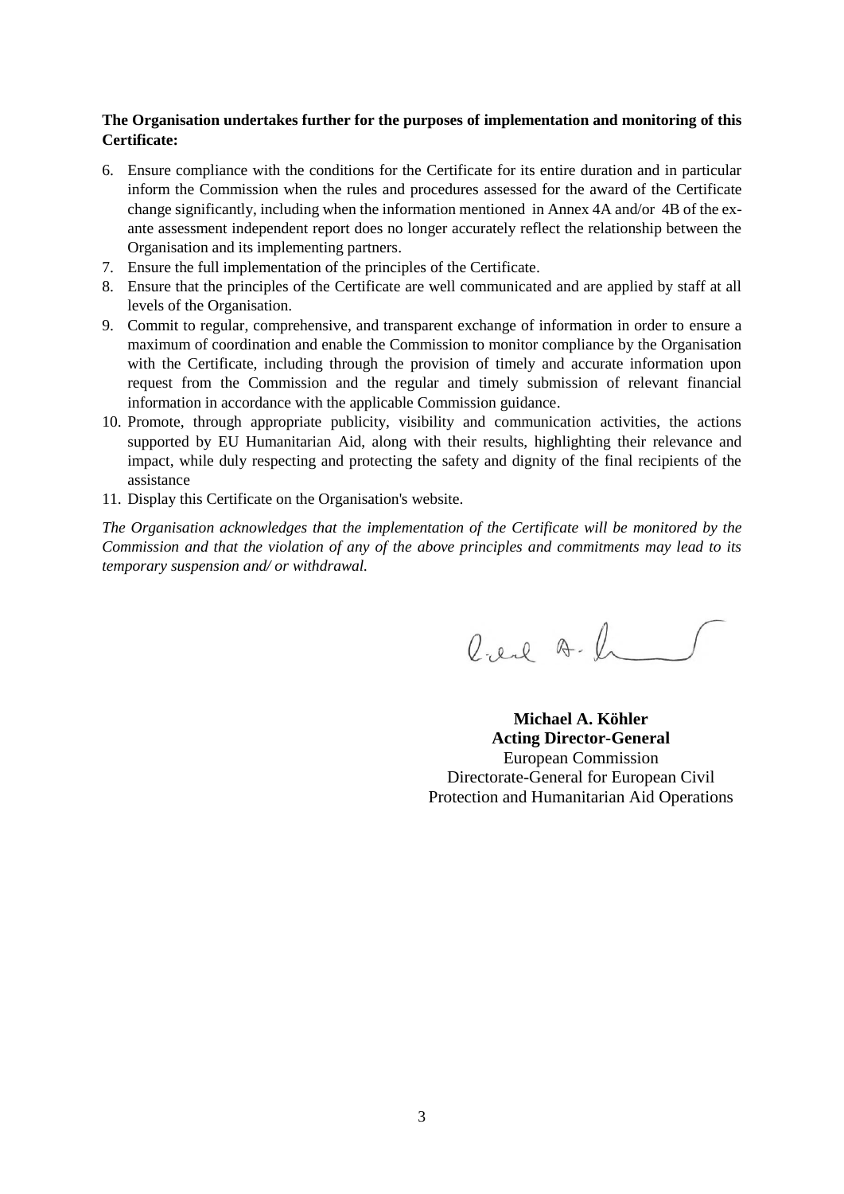**The Organisation undertakes further for the purposes of implementation and monitoring of this Certificate:**

6. Ensure compliance with the conditions for the Certificate for its entire duration and in particular inform the Commission when the rules and procedures assessed for the award of the Certificate change significantly, including when the information mentioned in Annex 4A and/or 4B of the ex-ante assessment independent report does no longer accurately reflect the relationship between the Organisation and its implementing partners.
7. Ensure the full implementation of the principles of the Certificate.
8. Ensure that the principles of the Certificate are well communicated and are applied by staff at all levels of the Organisation.
9. Commit to regular, comprehensive, and transparent exchange of information in order to ensure a maximum of coordination and enable the Commission to monitor compliance by the Organisation with the Certificate, including through the provision of timely and accurate information upon request from the Commission and the regular and timely submission of relevant financial information in accordance with the applicable Commission guidance.
10. Promote, through appropriate publicity, visibility and communication activities, the actions supported by EU Humanitarian Aid, along with their results, highlighting their relevance and impact, while duly respecting and protecting the safety and dignity of the final recipients of the assistance
11. Display this Certificate on the Organisation's website.

*The Organisation acknowledges that the implementation of the Certificate will be monitored by the Commission and that the violation of any of the above principles and commitments may lead to its temporary suspension and/ or withdrawal.*

**Michael A. Köhler**
**Acting Director-General**
European Commission
Directorate-General for European Civil Protection and Humanitarian Aid Operations